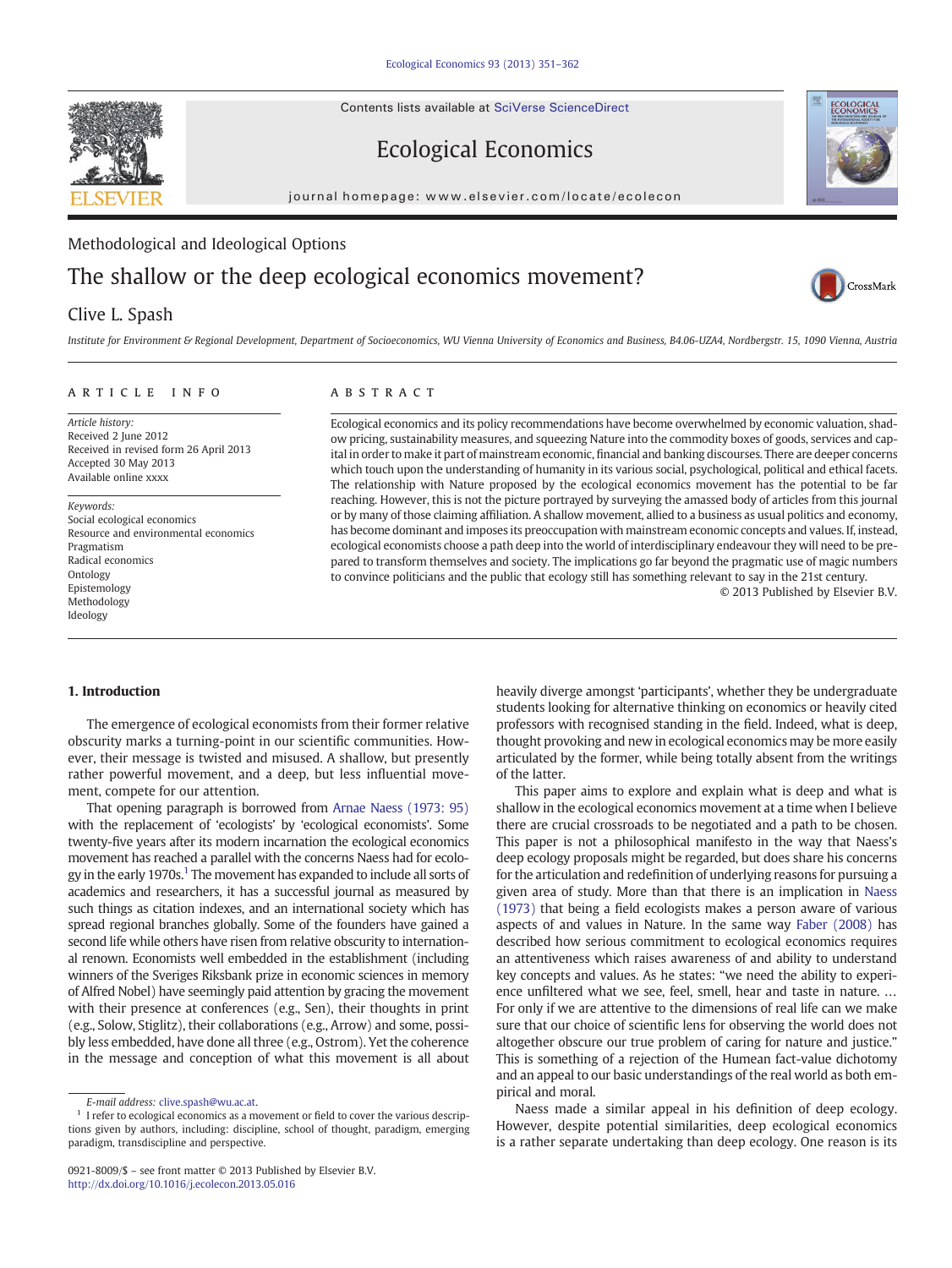Contents lists available at SciVerse ScienceDirect

# Ecological Economics

journal homepage: www.elsevier.com/locate/ecolecon

Methodological and Ideological Options

# The shallow or the deep ecological economics movement?

Clive L. Spash

*Institute for Environment & Regional Development, Department of Socioeconomics, WU Vienna University of Economics and Business, B4.06-UZA4, Nordbergstr. 15, 1090 Vienna, Austria*

**ARTICLE INFO**

*Article history:*
Received 2 June 2012
Received in revised form 26 April 2013
Accepted 30 May 2013
Available online xxxx

*Keywords:*
Social ecological economics
Resource and environmental economics
Pragmatism
Radical economics
Ontology
Epistemology
Methodology
Ideology

**ABSTRACT**

Ecological economics and its policy recommendations have become overwhelmed by economic valuation, shadow pricing, sustainability measures, and squeezing Nature into the commodity boxes of goods, services and capital in order to make it part of mainstream economic, financial and banking discourses. There are deeper concerns which touch upon the understanding of humanity in its various social, psychological, political and ethical facets. The relationship with Nature proposed by the ecological economics movement has the potential to be far reaching. However, this is not the picture portrayed by surveying the amassed body of articles from this journal or by many of those claiming affiliation. A shallow movement, allied to a business as usual politics and economy, has become dominant and imposes its preoccupation with mainstream economic concepts and values. If, instead, ecological economists choose a path deep into the world of interdisciplinary endeavour they will need to be prepared to transform themselves and society. The implications go far beyond the pragmatic use of magic numbers to convince politicians and the public that ecology still has something relevant to say in the 21st century.

© 2013 Published by Elsevier B.V.

## 1. Introduction

The emergence of ecological economists from their former relative obscurity marks a turning-point in our scientific communities. However, their message is twisted and misused. A shallow, but presently rather powerful movement, and a deep, but less influential movement, compete for our attention.

That opening paragraph is borrowed from Arnae Naess (1973: 95) with the replacement of 'ecologists' by 'ecological economists'. Some twenty-five years after its modern incarnation the ecological economics movement has reached a parallel with the concerns Naess had for ecology in the early 1970s.[1] The movement has expanded to include all sorts of academics and researchers, it has a successful journal as measured by such things as citation indexes, and an international society which has spread regional branches globally. Some of the founders have gained a second life while others have risen from relative obscurity to international renown. Economists well embedded in the establishment (including winners of the Sveriges Riksbank prize in economic sciences in memory of Alfred Nobel) have seemingly paid attention by gracing the movement with their presence at conferences (e.g., Sen), their thoughts in print (e.g., Solow, Stiglitz), their collaborations (e.g., Arrow) and some, possibly less embedded, have done all three (e.g., Ostrom). Yet the coherence in the message and conception of what this movement is all about heavily diverge amongst 'participants', whether they be undergraduate students looking for alternative thinking on economics or heavily cited professors with recognised standing in the field. Indeed, what is deep, thought provoking and new in ecological economics may be more easily articulated by the former, while being totally absent from the writings of the latter.

This paper aims to explore and explain what is deep and what is shallow in the ecological economics movement at a time when I believe there are crucial crossroads to be negotiated and a path to be chosen. This paper is not a philosophical manifesto in the way that Naess's deep ecology proposals might be regarded, but does share his concerns for the articulation and redefinition of underlying reasons for pursuing a given area of study. More than that there is an implication in Naess (1973) that being a field ecologists makes a person aware of various aspects of and values in Nature. In the same way Faber (2008) has described how serious commitment to ecological economics requires an attentiveness which raises awareness of and ability to understand key concepts and values. As he states: "we need the ability to experience unfiltered what we see, feel, smell, hear and taste in nature. … For only if we are attentive to the dimensions of real life can we make sure that our choice of scientific lens for observing the world does not altogether obscure our true problem of caring for nature and justice." This is something of a rejection of the Humean fact-value dichotomy and an appeal to our basic understandings of the real world as both empirical and moral.

Naess made a similar appeal in his definition of deep ecology. However, despite potential similarities, deep ecological economics is a rather separate undertaking than deep ecology. One reason is its

E-mail address: clive.spash@wu.ac.at.

[1] I refer to ecological economics as a movement or field to cover the various descriptions given by authors, including: discipline, school of thought, paradigm, emerging paradigm, transdiscipline and perspective.

0921-8009/$ – see front matter © 2013 Published by Elsevier B.V.
http://dx.doi.org/10.1016/j.ecolecon.2013.05.016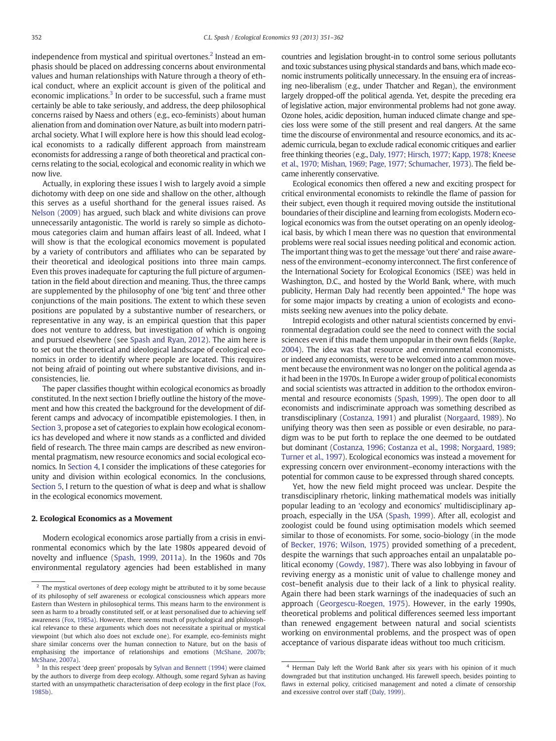independence from mystical and spiritual overtones.[2] Instead an emphasis should be placed on addressing concerns about environmental values and human relationships with Nature through a theory of ethical conduct, where an explicit account is given of the political and economic implications.[3] In order to be successful, such a frame must certainly be able to take seriously, and address, the deep philosophical concerns raised by Naess and others (e.g., eco-feminists) about human alienation from and domination over Nature, as built into modern patriarchal society. What I will explore here is how this should lead ecological economists to a radically different approach from mainstream economists for addressing a range of both theoretical and practical concerns relating to the social, ecological and economic reality in which we now live.

Actually, in exploring these issues I wish to largely avoid a simple dichotomy with deep on one side and shallow on the other, although this serves as a useful shorthand for the general issues raised. As Nelson (2009) has argued, such black and white divisions can prove unnecessarily antagonistic. The world is rarely so simple as dichotomous categories claim and human affairs least of all. Indeed, what I will show is that the ecological economics movement is populated by a variety of contributors and affiliates who can be separated by their theoretical and ideological positions into three main camps. Even this proves inadequate for capturing the full picture of argumentation in the field about direction and meaning. Thus, the three camps are supplemented by the philosophy of one 'big tent' and three other conjunctions of the main positions. The extent to which these seven positions are populated by a substantive number of researchers, or representative in any way, is an empirical question that this paper does not venture to address, but investigation of which is ongoing and pursued elsewhere (see Spash and Ryan, 2012). The aim here is to set out the theoretical and ideological landscape of ecological economics in order to identify where people are located. This requires not being afraid of pointing out where substantive divisions, and inconsistencies, lie.

The paper classifies thought within ecological economics as broadly constituted. In the next section I briefly outline the history of the movement and how this created the background for the development of different camps and advocacy of incompatible epistemologies. I then, in Section 3, propose a set of categories to explain how ecological economics has developed and where it now stands as a conflicted and divided field of research. The three main camps are described as new environmental pragmatism, new resource economics and social ecological economics. In Section 4, I consider the implications of these categories for unity and division within ecological economics. In the conclusions, Section 5, I return to the question of what is deep and what is shallow in the ecological economics movement.

## 2. Ecological Economics as a Movement

Modern ecological economics arose partially from a crisis in environmental economics which by the late 1980s appeared devoid of novelty and influence (Spash, 1999, 2011a). In the 1960s and 70s environmental regulatory agencies had been established in many countries and legislation brought-in to control some serious pollutants and toxic substances using physical standards and bans, which made economic instruments politically unnecessary. In the ensuing era of increasing neo-liberalism (e.g., under Thatcher and Regan), the environment largely dropped-off the political agenda. Yet, despite the preceding era of legislative action, major environmental problems had not gone away. Ozone holes, acidic deposition, human induced climate change and species loss were some of the still present and real dangers. At the same time the discourse of environmental and resource economics, and its academic curricula, began to exclude radical economic critiques and earlier free thinking theories (e.g., Daly, 1977; Hirsch, 1977; Kapp, 1978; Kneese et al., 1970; Mishan, 1969; Page, 1977; Schumacher, 1973). The field became inherently conservative.

Ecological economics then offered a new and exciting prospect for critical environmental economists to rekindle the flame of passion for their subject, even though it required moving outside the institutional boundaries of their discipline and learning from ecologists. Modern ecological economics was from the outset operating on an openly ideological basis, by which I mean there was no question that environmental problems were real social issues needing political and economic action. The important thing was to get the message 'out there' and raise awareness of the environment–economy interconnect. The first conference of the International Society for Ecological Economics (ISEE) was held in Washington, D.C., and hosted by the World Bank, where, with much publicity, Herman Daly had recently been appointed.[4] The hope was for some major impacts by creating a union of ecologists and economists seeking new avenues into the policy debate.

Intrepid ecologists and other natural scientists concerned by environmental degradation could see the need to connect with the social sciences even if this made them unpopular in their own fields (Røpke, 2004). The idea was that resource and environmental economists, or indeed any economists, were to be welcomed into a common movement because the environment was no longer on the political agenda as it had been in the 1970s. In Europe a wider group of political economists and social scientists was attracted in addition to the orthodox environmental and resource economists (Spash, 1999). The open door to all economists and indiscriminate approach was something described as transdisciplinary (Costanza, 1991) and pluralist (Norgaard, 1989). No unifying theory was then seen as possible or even desirable, no paradigm was to be put forth to replace the one deemed to be outdated but dominant (Costanza, 1996; Costanza et al., 1998; Norgaard, 1989; Turner et al., 1997). Ecological economics was instead a movement for expressing concern over environment–economy interactions with the potential for common cause to be expressed through shared concepts.

Yet, how the new field might proceed was unclear. Despite the transdisciplinary rhetoric, linking mathematical models was initially popular leading to an 'ecology and economics' multidisciplinary approach, especially in the USA (Spash, 1999). After all, ecologist and zoologist could be found using optimisation models which seemed similar to those of economists. For some, socio-biology (in the mode of Becker, 1976; Wilson, 1975) provided something of a precedent, despite the warnings that such approaches entail an unpalatable political economy (Gowdy, 1987). There was also lobbying in favour of reviving energy as a monistic unit of value to challenge money and cost–benefit analysis due to their lack of a link to physical reality. Again there had been stark warnings of the inadequacies of such an approach (Georgescu-Roegen, 1975). However, in the early 1990s, theoretical problems and political differences seemed less important than renewed engagement between natural and social scientists working on environmental problems, and the prospect was of open acceptance of various disparate ideas without too much criticism.

[2] The mystical overtones of deep ecology might be attributed to it by some because of its philosophy of self awareness or ecological consciousness which appears more Eastern than Western in philosophical terms. This means harm to the environment is seen as harm to a broadly constituted self, or at least personalised due to achieving self awareness (Fox, 1985a). However, there seems much of psychological and philosophical relevance to these arguments which does not necessitate a spiritual or mystical viewpoint (but which also does not exclude one). For example, eco-feminists might share similar concerns over the human connection to Nature, but on the basis of emphasising the importance of relationships and emotions (McShane, 2007b; McShane, 2007a).

[3] In this respect 'deep green' proposals by Sylvan and Bennett (1994) were claimed by the authors to diverge from deep ecology. Although, some regard Sylvan as having started with an unsympathetic characterisation of deep ecology in the first place (Fox, 1985b).

[4] Herman Daly left the World Bank after six years with his opinion of it much downgraded but that institution unchanged. His farewell speech, besides pointing to flaws in external policy, criticised management and noted a climate of censorship and excessive control over staff (Daly, 1999).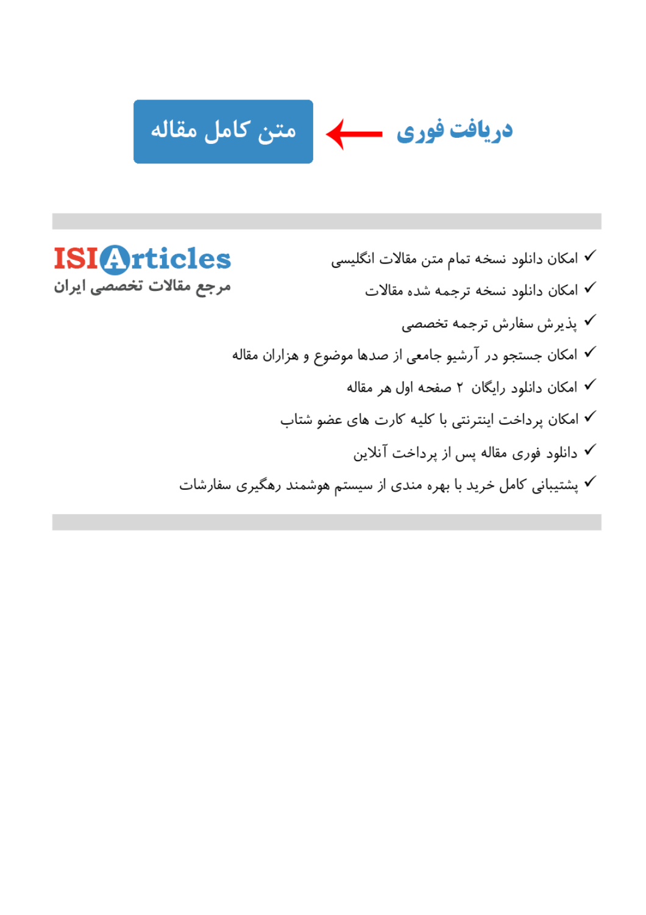دریافت فوری ← متن کامل مقاله

**ISIArticles**
مرجع مقالات تخصصی ایران

- ✓ امکان دانلود نسخه تمام متن مقالات انگلیسی
- ✓ امکان دانلود نسخه ترجمه شده مقالات
- ✓ پذیرش سفارش ترجمه تخصصی
- ✓ امکان جستجو در آرشیو جامعی از صدها موضوع و هزاران مقاله
- ✓ امکان دانلود رایگان ۲ صفحه اول هر مقاله
- ✓ امکان پرداخت اینترنتی با کلیه کارت های عضو شتاب
- ✓ دانلود فوری مقاله پس از پرداخت آنلاین
- ✓ پشتیبانی کامل خرید با بهره مندی از سیستم هوشمند رهگیری سفارشات